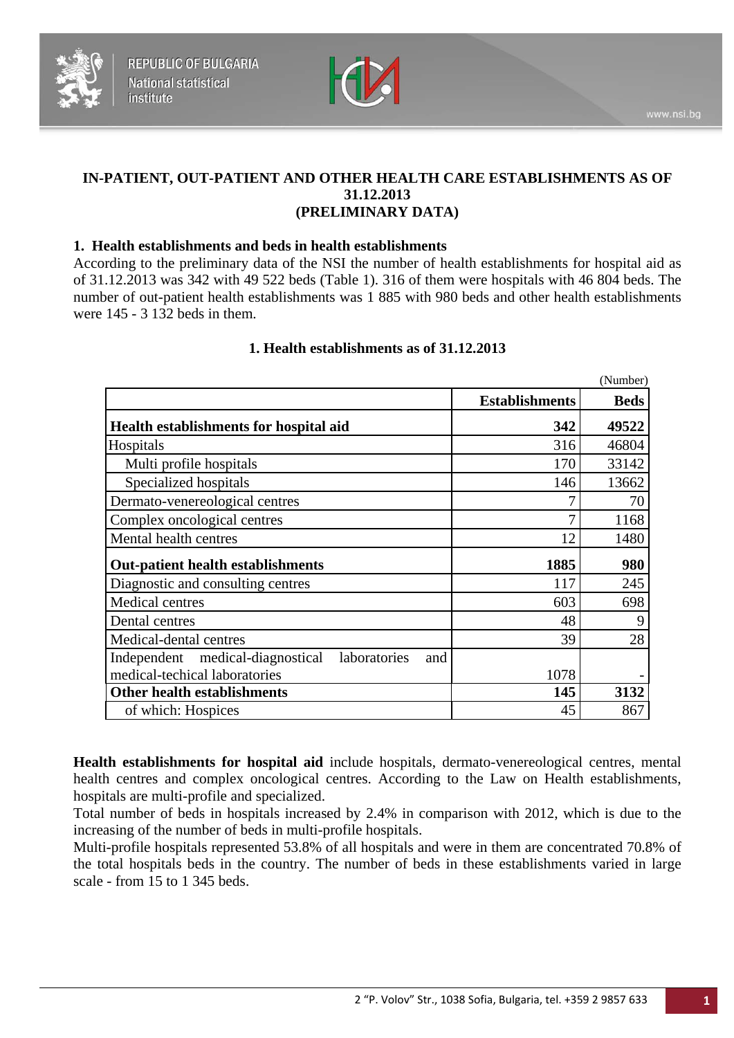# IN-PATIENT, OUT-PATIENT AND OTHER HEALTH CARE ESTABLISHMENTS AS OF 31.12.2013 (PRELIMINARY DATA)

## 1. Health establishments and beds in health establishments

According to the preliminary data of the NSI the number of health establishments for hospital aid as of 31.12.2013 was 342 with 49 522 beds (Table 1). 316 of them were hospitals with 46 804 beds. The number of out-patient health establishments was 1 885 with 980 beds and other health establishments were 145 - 3 132 beds in them.

### 1. Health establishments as of 31.12.2013

(Number)

| | Establishments | Beds |
|---|---|---|
| **Health establishments for hospital aid** | **342** | **49522** |
| Hospitals | 316 | 46804 |
| Multi profile hospitals | 170 | 33142 |
| Specialized hospitals | 146 | 13662 |
| Dermato-venereological centres | 7 | 70 |
| Complex oncological centres | 7 | 1168 |
| Mental health centres | 12 | 1480 |
| **Out-patient health establishments** | **1885** | **980** |
| Diagnostic and consulting centres | 117 | 245 |
| Medical centres | 603 | 698 |
| Dental centres | 48 | 9 |
| Medical-dental centres | 39 | 28 |
| Independent medical-diagnostical laboratories and medical-techical laboratories | 1078 | - |
| **Other health establishments** | **145** | **3132** |
| of which: Hospices | 45 | 867 |

**Health establishments for hospital aid** include hospitals, dermato-venereological centres, mental health centres and complex oncological centres. According to the Law on Health establishments, hospitals are multi-profile and specialized.

Total number of beds in hospitals increased by 2.4% in comparison with 2012, which is due to the increasing of the number of beds in multi-profile hospitals.

Multi-profile hospitals represented 53.8% of all hospitals and were in them are concentrated 70.8% of the total hospitals beds in the country. The number of beds in these establishments varied in large scale - from 15 to 1 345 beds.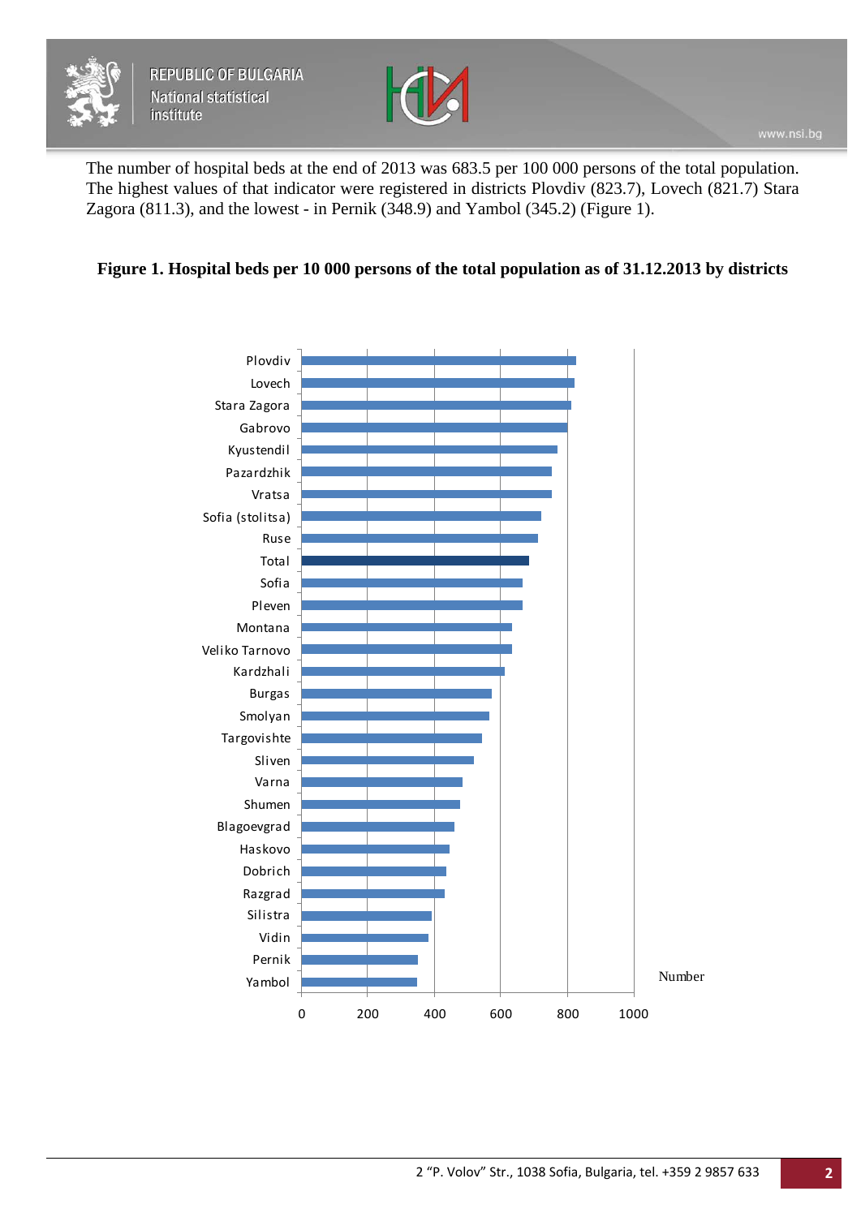The number of hospital beds at the end of 2013 was 683.5 per 100 000 persons of the total population. The highest values of that indicator were registered in districts Plovdiv (823.7), Lovech (821.7) Stara Zagora (811.3), and the lowest - in Pernik (348.9) and Yambol (345.2) (Figure 1).

**Figure 1. Hospital beds per 10 000 persons of the total population as of 31.12.2013 by districts**

Plovdiv
Lovech
Stara Zagora
Gabrovo
Kyustendil
Pazardzhik
Vratsa
Sofia (stolitsa)
Ruse
Total
Sofia
Pleven
Montana
Veliko Tarnovo
Kardzhali
Burgas
Smolyan
Targovishte
Sliven
Varna
Shumen
Blagoevgrad
Haskovo
Dobrich
Razgrad
Silistra
Vidin
Pernik
Yambol

0 200 400 600 800 1000

Number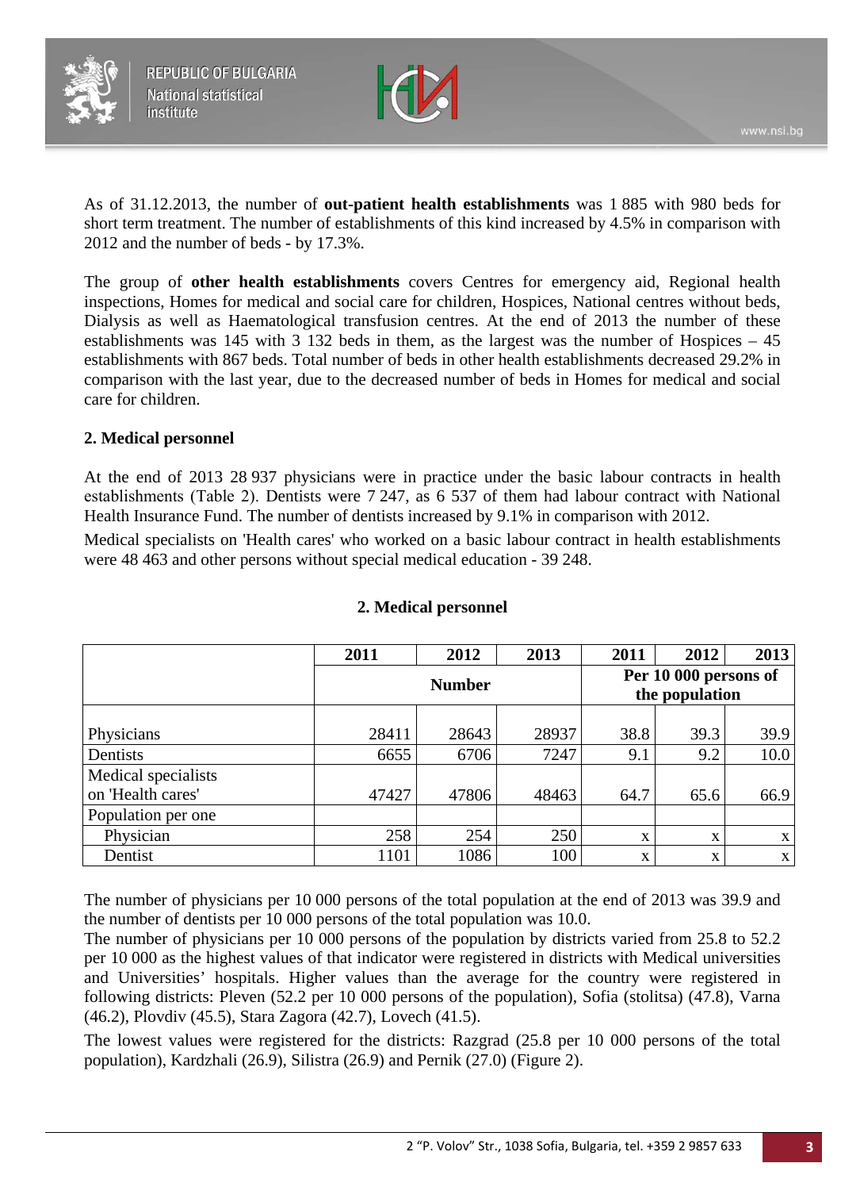As of 31.12.2013, the number of **out-patient health establishments** was 1 885 with 980 beds for short term treatment. The number of establishments of this kind increased by 4.5% in comparison with 2012 and the number of beds - by 17.3%.

The group of **other health establishments** covers Centres for emergency aid, Regional health inspections, Homes for medical and social care for children, Hospices, National centres without beds, Dialysis as well as Haematological transfusion centres. At the end of 2013 the number of these establishments was 145 with 3 132 beds in them, as the largest was the number of Hospices – 45 establishments with 867 beds. Total number of beds in other health establishments decreased 29.2% in comparison with the last year, due to the decreased number of beds in Homes for medical and social care for children.

## 2. Medical personnel

At the end of 2013 28 937 physicians were in practice under the basic labour contracts in health establishments (Table 2). Dentists were 7 247, as 6 537 of them had labour contract with National Health Insurance Fund. The number of dentists increased by 9.1% in comparison with 2012.

Medical specialists on 'Health cares' who worked on a basic labour contract in health establishments were 48 463 and other persons without special medical education - 39 248.

**2. Medical personnel**

| | 2011 | 2012 | 2013 | 2011 | 2012 | 2013 |
|---|---|---|---|---|---|---|
| | Number | | | Per 10 000 persons of the population | | |
| Physicians | 28411 | 28643 | 28937 | 38.8 | 39.3 | 39.9 |
| Dentists | 6655 | 6706 | 7247 | 9.1 | 9.2 | 10.0 |
| Medical specialists on 'Health cares' | 47427 | 47806 | 48463 | 64.7 | 65.6 | 66.9 |
| Population per one | | | | | | |
| Physician | 258 | 254 | 250 | x | x | x |
| Dentist | 1101 | 1086 | 100 | x | x | x |

The number of physicians per 10 000 persons of the total population at the end of 2013 was 39.9 and the number of dentists per 10 000 persons of the total population was 10.0.

The number of physicians per 10 000 persons of the population by districts varied from 25.8 to 52.2 per 10 000 as the highest values of that indicator were registered in districts with Medical universities and Universities' hospitals. Higher values than the average for the country were registered in following districts: Pleven (52.2 per 10 000 persons of the population), Sofia (stolitsa) (47.8), Varna (46.2), Plovdiv (45.5), Stara Zagora (42.7), Lovech (41.5).

The lowest values were registered for the districts: Razgrad (25.8 per 10 000 persons of the total population), Kardzhali (26.9), Silistra (26.9) and Pernik (27.0) (Figure 2).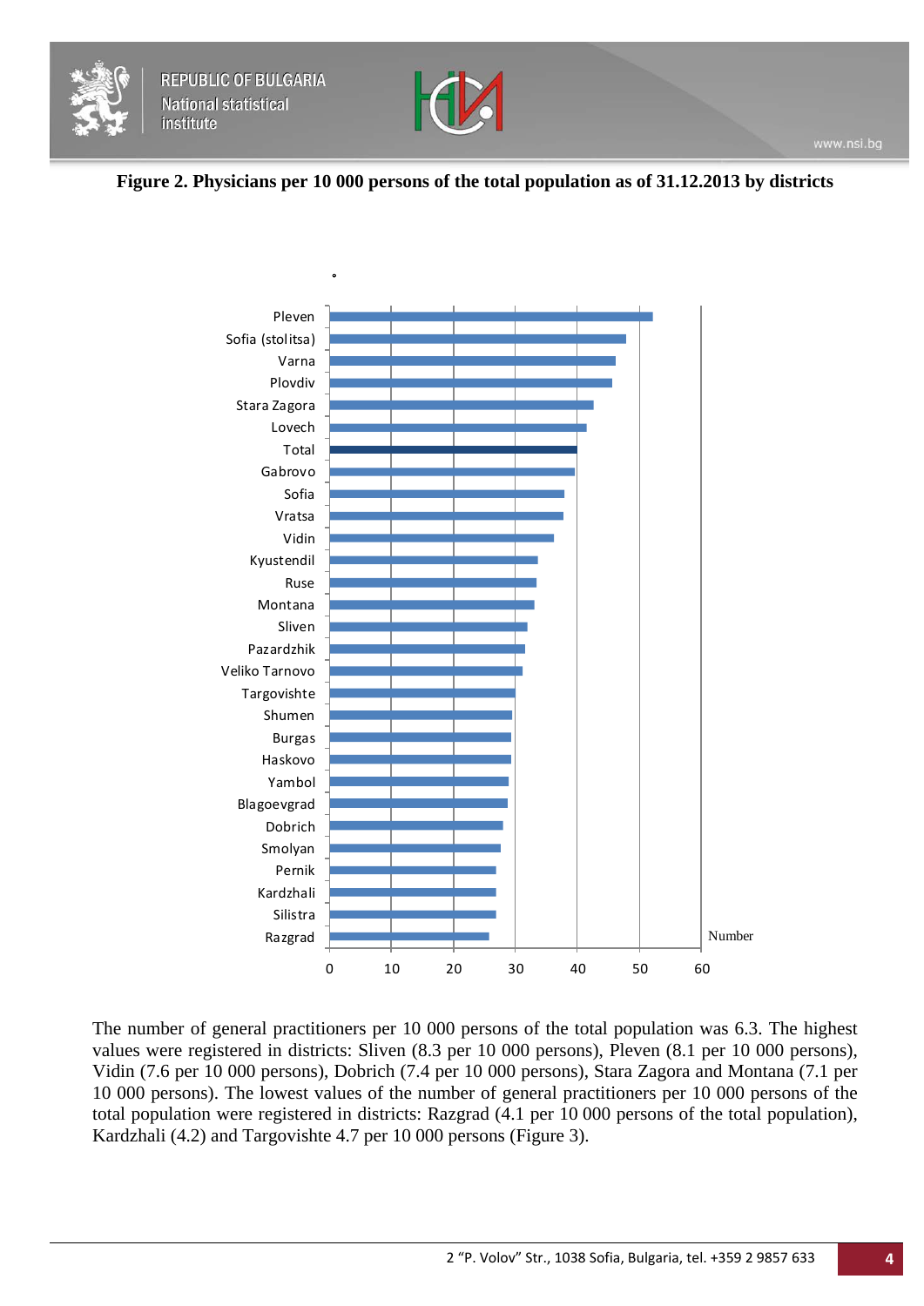**Figure 2. Physicians per 10 000 persons of the total population as of 31.12.2013 by districts**

The number of general practitioners per 10 000 persons of the total population was 6.3. The highest values were registered in districts: Sliven (8.3 per 10 000 persons), Pleven (8.1 per 10 000 persons), Vidin (7.6 per 10 000 persons), Dobrich (7.4 per 10 000 persons), Stara Zagora and Montana (7.1 per 10 000 persons). The lowest values of the number of general practitioners per 10 000 persons of the total population were registered in districts: Razgrad (4.1 per 10 000 persons of the total population), Kardzhali (4.2) and Targovishte 4.7 per 10 000 persons (Figure 3).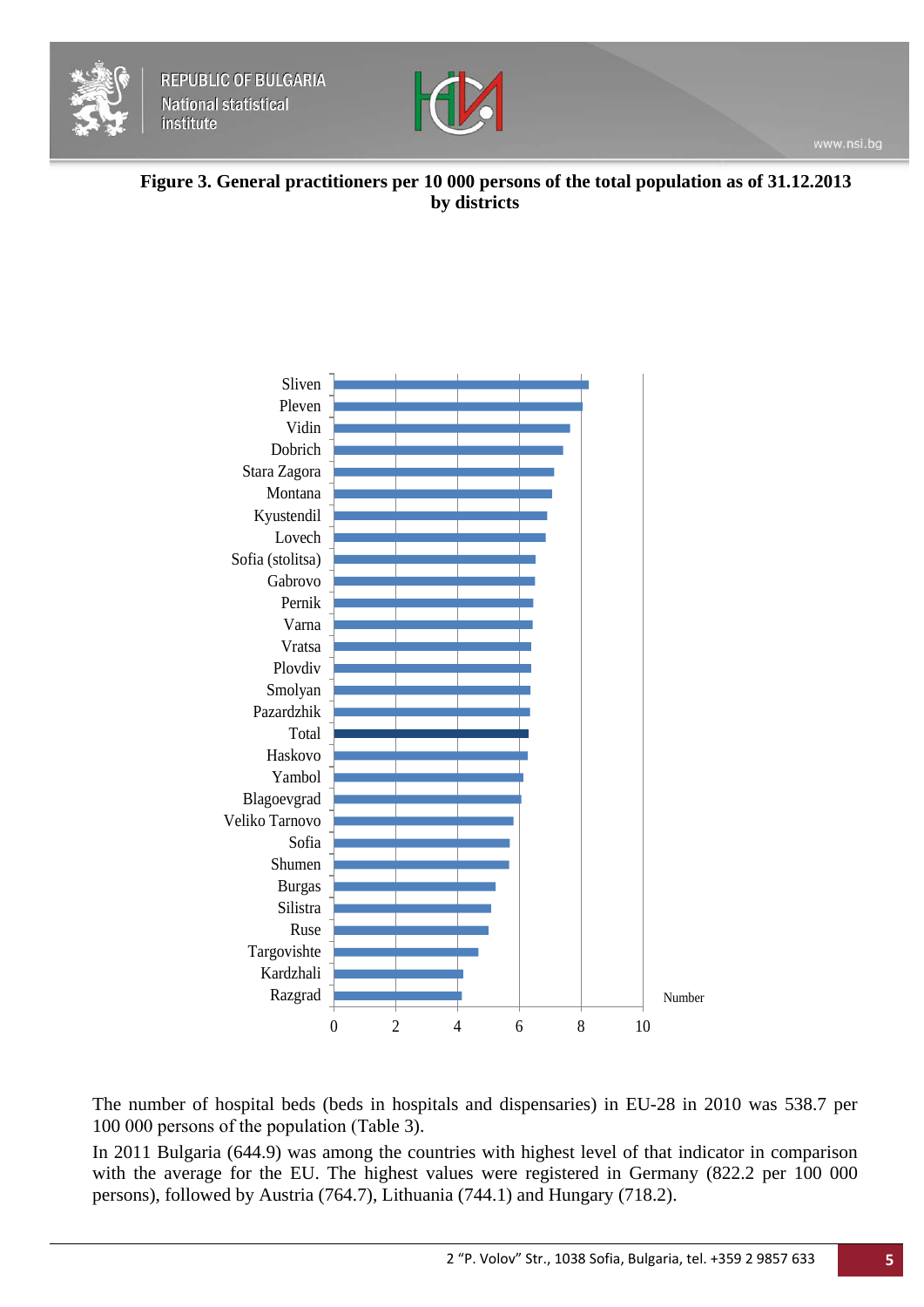**Figure 3. General practitioners per 10 000 persons of the total population as of 31.12.2013 by districts**

The number of hospital beds (beds in hospitals and dispensaries) in EU-28 in 2010 was 538.7 per 100 000 persons of the population (Table 3).

In 2011 Bulgaria (644.9) was among the countries with highest level of that indicator in comparison with the average for the EU. The highest values were registered in Germany (822.2 per 100 000 persons), followed by Austria (764.7), Lithuania (744.1) and Hungary (718.2).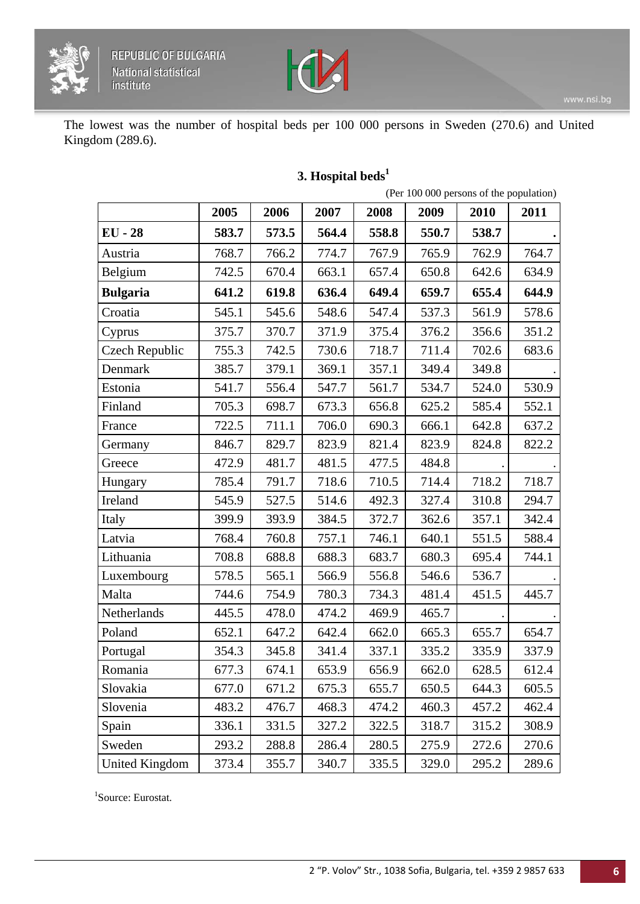The lowest was the number of hospital beds per 100 000 persons in Sweden (270.6) and United Kingdom (289.6).

### 3. Hospital beds[1]

(Per 100 000 persons of the population)

| | 2005 | 2006 | 2007 | 2008 | 2009 | 2010 | 2011 |
|---|---|---|---|---|---|---|---|
| **EU - 28** | **583.7** | **573.5** | **564.4** | **558.8** | **550.7** | **538.7** | **.** |
| Austria | 768.7 | 766.2 | 774.7 | 767.9 | 765.9 | 762.9 | 764.7 |
| Belgium | 742.5 | 670.4 | 663.1 | 657.4 | 650.8 | 642.6 | 634.9 |
| **Bulgaria** | **641.2** | **619.8** | **636.4** | **649.4** | **659.7** | **655.4** | **644.9** |
| Croatia | 545.1 | 545.6 | 548.6 | 547.4 | 537.3 | 561.9 | 578.6 |
| Cyprus | 375.7 | 370.7 | 371.9 | 375.4 | 376.2 | 356.6 | 351.2 |
| Czech Republic | 755.3 | 742.5 | 730.6 | 718.7 | 711.4 | 702.6 | 683.6 |
| Denmark | 385.7 | 379.1 | 369.1 | 357.1 | 349.4 | 349.8 | . |
| Estonia | 541.7 | 556.4 | 547.7 | 561.7 | 534.7 | 524.0 | 530.9 |
| Finland | 705.3 | 698.7 | 673.3 | 656.8 | 625.2 | 585.4 | 552.1 |
| France | 722.5 | 711.1 | 706.0 | 690.3 | 666.1 | 642.8 | 637.2 |
| Germany | 846.7 | 829.7 | 823.9 | 821.4 | 823.9 | 824.8 | 822.2 |
| Greece | 472.9 | 481.7 | 481.5 | 477.5 | 484.8 | . | . |
| Hungary | 785.4 | 791.7 | 718.6 | 710.5 | 714.4 | 718.2 | 718.7 |
| Ireland | 545.9 | 527.5 | 514.6 | 492.3 | 327.4 | 310.8 | 294.7 |
| Italy | 399.9 | 393.9 | 384.5 | 372.7 | 362.6 | 357.1 | 342.4 |
| Latvia | 768.4 | 760.8 | 757.1 | 746.1 | 640.1 | 551.5 | 588.4 |
| Lithuania | 708.8 | 688.8 | 688.3 | 683.7 | 680.3 | 695.4 | 744.1 |
| Luxembourg | 578.5 | 565.1 | 566.9 | 556.8 | 546.6 | 536.7 | . |
| Malta | 744.6 | 754.9 | 780.3 | 734.3 | 481.4 | 451.5 | 445.7 |
| Netherlands | 445.5 | 478.0 | 474.2 | 469.9 | 465.7 | . | . |
| Poland | 652.1 | 647.2 | 642.4 | 662.0 | 665.3 | 655.7 | 654.7 |
| Portugal | 354.3 | 345.8 | 341.4 | 337.1 | 335.2 | 335.9 | 337.9 |
| Romania | 677.3 | 674.1 | 653.9 | 656.9 | 662.0 | 628.5 | 612.4 |
| Slovakia | 677.0 | 671.2 | 675.3 | 655.7 | 650.5 | 644.3 | 605.5 |
| Slovenia | 483.2 | 476.7 | 468.3 | 474.2 | 460.3 | 457.2 | 462.4 |
| Spain | 336.1 | 331.5 | 327.2 | 322.5 | 318.7 | 315.2 | 308.9 |
| Sweden | 293.2 | 288.8 | 286.4 | 280.5 | 275.9 | 272.6 | 270.6 |
| United Kingdom | 373.4 | 355.7 | 340.7 | 335.5 | 329.0 | 295.2 | 289.6 |

[1]Source: Eurostat.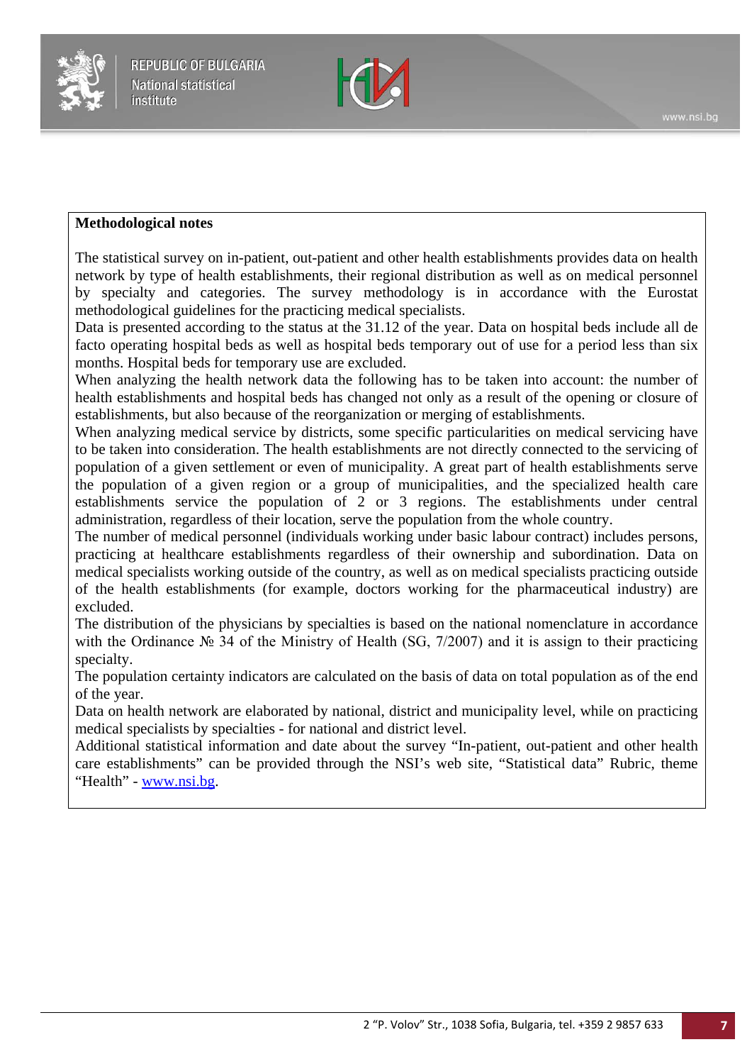**Methodological notes**

The statistical survey on in-patient, out-patient and other health establishments provides data on health network by type of health establishments, their regional distribution as well as on medical personnel by specialty and categories. The survey methodology is in accordance with the Eurostat methodological guidelines for the practicing medical specialists.
Data is presented according to the status at the 31.12 of the year. Data on hospital beds include all de facto operating hospital beds as well as hospital beds temporary out of use for a period less than six months. Hospital beds for temporary use are excluded.
When analyzing the health network data the following has to be taken into account: the number of health establishments and hospital beds has changed not only as a result of the opening or closure of establishments, but also because of the reorganization or merging of establishments.
When analyzing medical service by districts, some specific particularities on medical servicing have to be taken into consideration. The health establishments are not directly connected to the servicing of population of a given settlement or even of municipality. A great part of health establishments serve the population of a given region or a group of municipalities, and the specialized health care establishments service the population of 2 or 3 regions. The establishments under central administration, regardless of their location, serve the population from the whole country.
The number of medical personnel (individuals working under basic labour contract) includes persons, practicing at healthcare establishments regardless of their ownership and subordination. Data on medical specialists working outside of the country, as well as on medical specialists practicing outside of the health establishments (for example, doctors working for the pharmaceutical industry) are excluded.
The distribution of the physicians by specialties is based on the national nomenclature in accordance with the Ordinance № 34 of the Ministry of Health (SG, 7/2007) and it is assign to their practicing specialty.
The population certainty indicators are calculated on the basis of data on total population as of the end of the year.
Data on health network are elaborated by national, district and municipality level, while on practicing medical specialists by specialties - for national and district level.
Additional statistical information and date about the survey “In-patient, out-patient and other health care establishments” can be provided through the NSI’s web site, “Statistical data” Rubric, theme “Health” - www.nsi.bg.